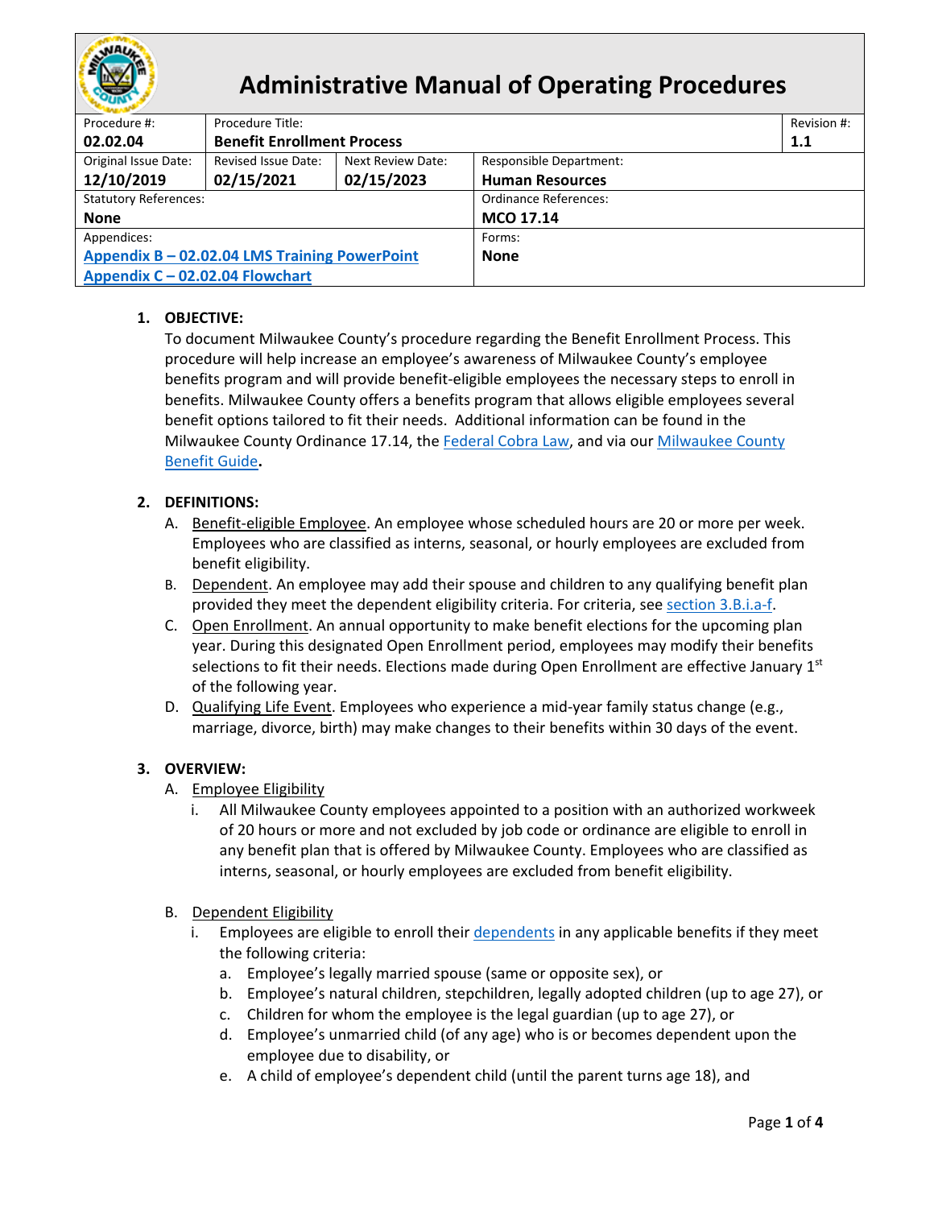# Administrative Manual of Operating Procedures

| Procedure #: **02.02.04** | Procedure Title: **Benefit Enrollment Process** | | | Revision #: **1.1** |
|---|---|---|---|---|
| Original Issue Date: **12/10/2019** | Revised Issue Date: **02/15/2021** | Next Review Date: **02/15/2023** | Responsible Department: **Human Resources** | |
| Statutory References: **None** | | | Ordinance References: **MCO 17.14** | |
| Appendices: **Appendix B – 02.02.04 LMS Training PowerPoint** **Appendix C – 02.02.04 Flowchart** | | | Forms: **None** | |

## 1. OBJECTIVE:

To document Milwaukee County's procedure regarding the Benefit Enrollment Process. This procedure will help increase an employee's awareness of Milwaukee County's employee benefits program and will provide benefit-eligible employees the necessary steps to enroll in benefits. Milwaukee County offers a benefits program that allows eligible employees several benefit options tailored to fit their needs. Additional information can be found in the Milwaukee County Ordinance 17.14, the Federal Cobra Law, and via our Milwaukee County Benefit Guide**.**

## 2. DEFINITIONS:

A. Benefit-eligible Employee. An employee whose scheduled hours are 20 or more per week. Employees who are classified as interns, seasonal, or hourly employees are excluded from benefit eligibility.

B. Dependent. An employee may add their spouse and children to any qualifying benefit plan provided they meet the dependent eligibility criteria. For criteria, see section 3.B.i.a-f.

C. Open Enrollment. An annual opportunity to make benefit elections for the upcoming plan year. During this designated Open Enrollment period, employees may modify their benefits selections to fit their needs. Elections made during Open Enrollment are effective January 1st of the following year.

D. Qualifying Life Event. Employees who experience a mid-year family status change (e.g., marriage, divorce, birth) may make changes to their benefits within 30 days of the event.

## 3. OVERVIEW:

A. Employee Eligibility

i. All Milwaukee County employees appointed to a position with an authorized workweek of 20 hours or more and not excluded by job code or ordinance are eligible to enroll in any benefit plan that is offered by Milwaukee County. Employees who are classified as interns, seasonal, or hourly employees are excluded from benefit eligibility.

B. Dependent Eligibility

i. Employees are eligible to enroll their dependents in any applicable benefits if they meet the following criteria:

a. Employee's legally married spouse (same or opposite sex), or
b. Employee's natural children, stepchildren, legally adopted children (up to age 27), or
c. Children for whom the employee is the legal guardian (up to age 27), or
d. Employee's unmarried child (of any age) who is or becomes dependent upon the employee due to disability, or
e. A child of employee's dependent child (until the parent turns age 18), and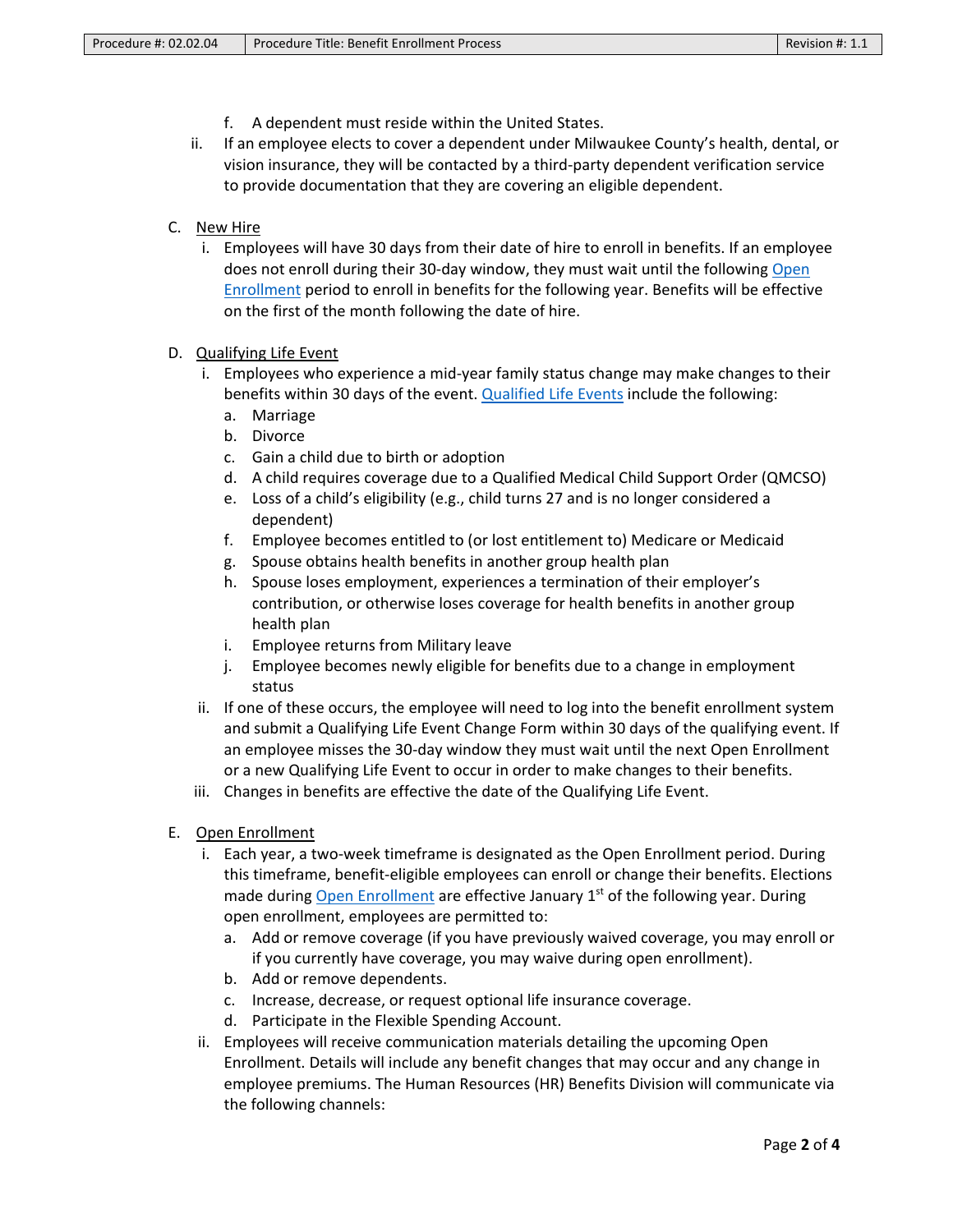f. A dependent must reside within the United States.

ii. If an employee elects to cover a dependent under Milwaukee County's health, dental, or vision insurance, they will be contacted by a third-party dependent verification service to provide documentation that they are covering an eligible dependent.

C. New Hire

i. Employees will have 30 days from their date of hire to enroll in benefits. If an employee does not enroll during their 30-day window, they must wait until the following [Open Enrollment]() period to enroll in benefits for the following year. Benefits will be effective on the first of the month following the date of hire.

D. Qualifying Life Event

i. Employees who experience a mid-year family status change may make changes to their benefits within 30 days of the event. [Qualified Life Events]() include the following:

   a. Marriage
   b. Divorce
   c. Gain a child due to birth or adoption
   d. A child requires coverage due to a Qualified Medical Child Support Order (QMCSO)
   e. Loss of a child's eligibility (e.g., child turns 27 and is no longer considered a dependent)
   f. Employee becomes entitled to (or lost entitlement to) Medicare or Medicaid
   g. Spouse obtains health benefits in another group health plan
   h. Spouse loses employment, experiences a termination of their employer's contribution, or otherwise loses coverage for health benefits in another group health plan
   i. Employee returns from Military leave
   j. Employee becomes newly eligible for benefits due to a change in employment status

ii. If one of these occurs, the employee will need to log into the benefit enrollment system and submit a Qualifying Life Event Change Form within 30 days of the qualifying event. If an employee misses the 30-day window they must wait until the next Open Enrollment or a new Qualifying Life Event to occur in order to make changes to their benefits.

iii. Changes in benefits are effective the date of the Qualifying Life Event.

E. Open Enrollment

i. Each year, a two-week timeframe is designated as the Open Enrollment period. During this timeframe, benefit-eligible employees can enroll or change their benefits. Elections made during [Open Enrollment]() are effective January 1st of the following year. During open enrollment, employees are permitted to:

   a. Add or remove coverage (if you have previously waived coverage, you may enroll or if you currently have coverage, you may waive during open enrollment).
   b. Add or remove dependents.
   c. Increase, decrease, or request optional life insurance coverage.
   d. Participate in the Flexible Spending Account.

ii. Employees will receive communication materials detailing the upcoming Open Enrollment. Details will include any benefit changes that may occur and any change in employee premiums. The Human Resources (HR) Benefits Division will communicate via the following channels: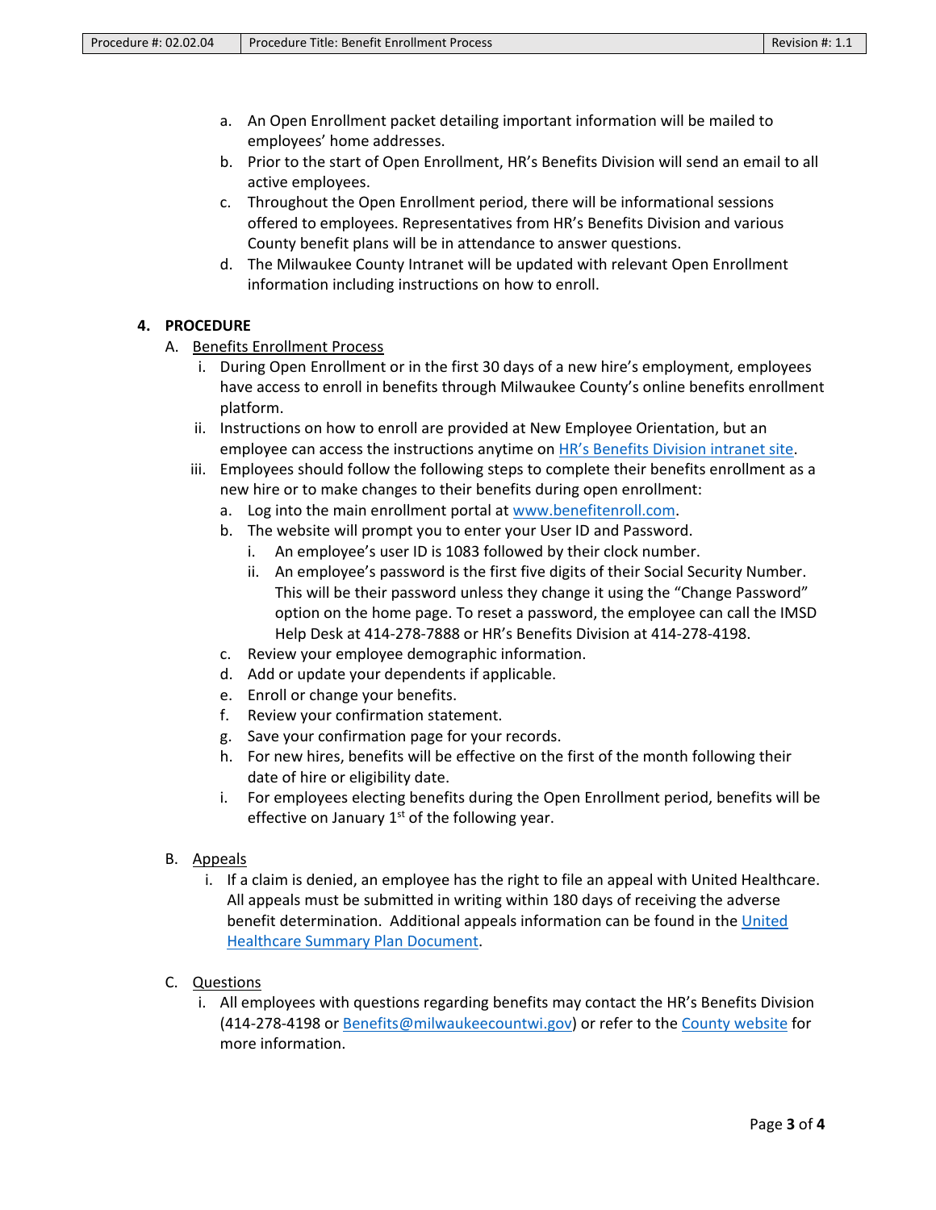a. An Open Enrollment packet detailing important information will be mailed to employees' home addresses.
b. Prior to the start of Open Enrollment, HR's Benefits Division will send an email to all active employees.
c. Throughout the Open Enrollment period, there will be informational sessions offered to employees. Representatives from HR's Benefits Division and various County benefit plans will be in attendance to answer questions.
d. The Milwaukee County Intranet will be updated with relevant Open Enrollment information including instructions on how to enroll.

## 4. PROCEDURE

A. Benefits Enrollment Process

i. During Open Enrollment or in the first 30 days of a new hire's employment, employees have access to enroll in benefits through Milwaukee County's online benefits enrollment platform.

ii. Instructions on how to enroll are provided at New Employee Orientation, but an employee can access the instructions anytime on HR's Benefits Division intranet site.

iii. Employees should follow the following steps to complete their benefits enrollment as a new hire or to make changes to their benefits during open enrollment:

a. Log into the main enrollment portal at www.benefitenroll.com.
b. The website will prompt you to enter your User ID and Password.
   i. An employee's user ID is 1083 followed by their clock number.
   ii. An employee's password is the first five digits of their Social Security Number. This will be their password unless they change it using the "Change Password" option on the home page. To reset a password, the employee can call the IMSD Help Desk at 414-278-7888 or HR's Benefits Division at 414-278-4198.
c. Review your employee demographic information.
d. Add or update your dependents if applicable.
e. Enroll or change your benefits.
f. Review your confirmation statement.
g. Save your confirmation page for your records.
h. For new hires, benefits will be effective on the first of the month following their date of hire or eligibility date.
i. For employees electing benefits during the Open Enrollment period, benefits will be effective on January 1st of the following year.

B. Appeals

i. If a claim is denied, an employee has the right to file an appeal with United Healthcare. All appeals must be submitted in writing within 180 days of receiving the adverse benefit determination. Additional appeals information can be found in the United Healthcare Summary Plan Document.

C. Questions

i. All employees with questions regarding benefits may contact the HR's Benefits Division (414-278-4198 or Benefits@milwaukeecountwi.gov) or refer to the County website for more information.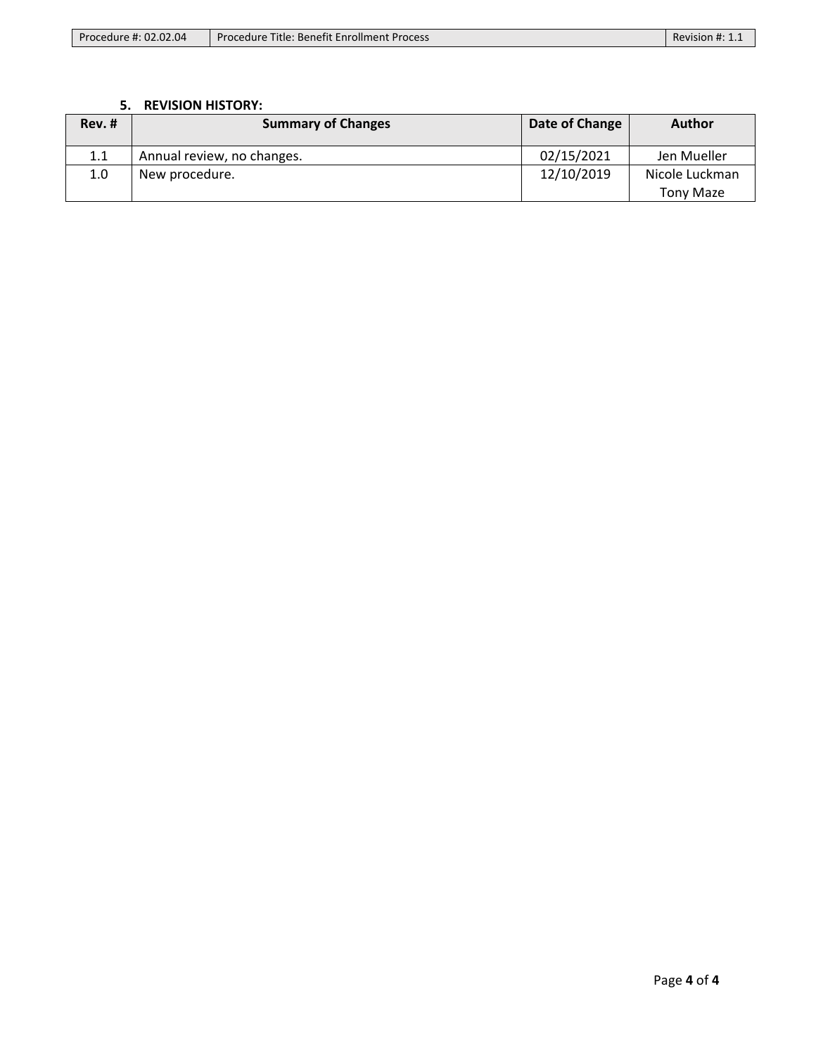## 5. REVISION HISTORY:

| Rev. # | Summary of Changes | Date of Change | Author |
|---|---|---|---|
| 1.1 | Annual review, no changes. | 02/15/2021 | Jen Mueller |
| 1.0 | New procedure. | 12/10/2019 | Nicole Luckman<br>Tony Maze |